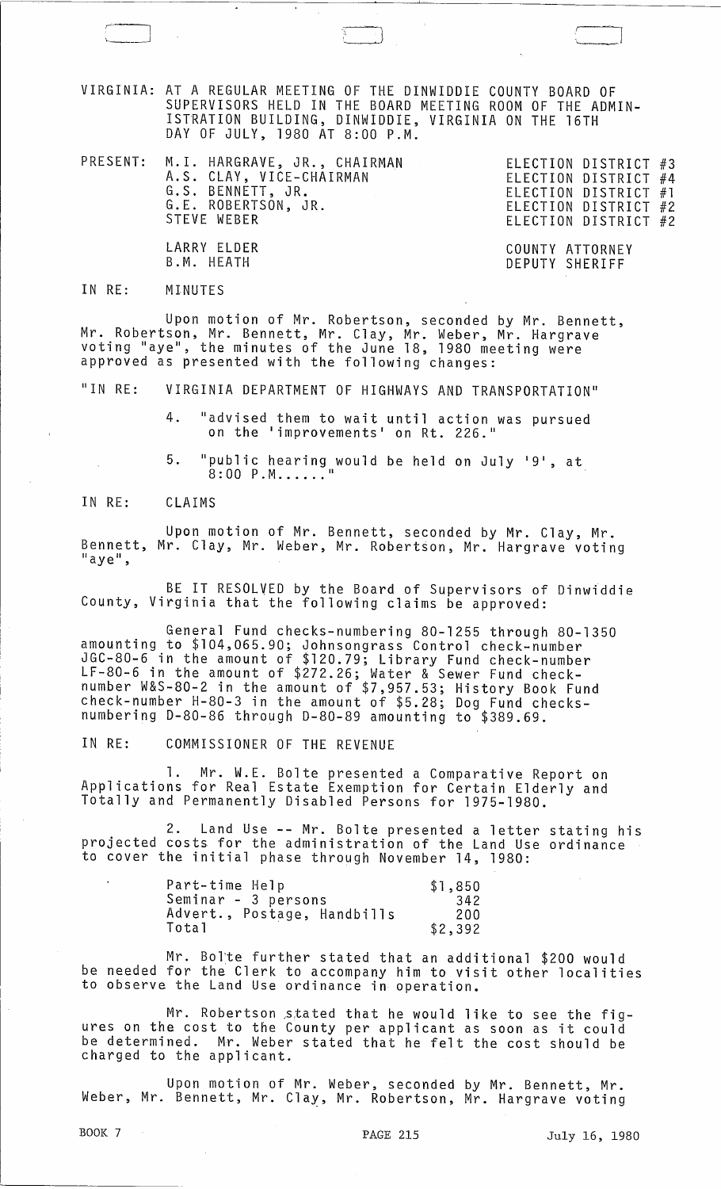VIRGINIA: AT A REGULAR MEETING OF THE DINWIDDIE COUNTY BOARD OF SUPERVISORS HELD IN THE BOARD MEETING ROOM OF THE ADMINISTRATION BUILDING, DINWIDDIE, VIRGINIA ON THE 16TH DAY OF JULY, 1980 AT 8:00 P.M.

| PRESENT: | | |
|---|---|---|
| | M.I. HARGRAVE, JR., CHAIRMAN | ELECTION DISTRICT #3 |
| | A.S. CLAY, VICE-CHAIRMAN | ELECTION DISTRICT #4 |
| | G.S. BENNETT, JR. | ELECTION DISTRICT #1 |
| | G.E. ROBERTSON, JR. | ELECTION DISTRICT #2 |
| | STEVE WEBER | ELECTION DISTRICT #2 |
| | LARRY ELDER | COUNTY ATTORNEY |
| | B.M. HEATH | DEPUTY SHERIFF |

IN RE: MINUTES

Upon motion of Mr. Robertson, seconded by Mr. Bennett, Mr. Robertson, Mr. Bennett, Mr. Clay, Mr. Weber, Mr. Hargrave voting "aye", the minutes of the June 18, 1980 meeting were approved as presented with the following changes:

"IN RE: VIRGINIA DEPARTMENT OF HIGHWAYS AND TRANSPORTATION"

4. "advised them to wait until action was pursued on the 'improvements' on Rt. 226."

5. "public hearing would be held on July '9', at 8:00 P.M......"

IN RE: CLAIMS

Upon motion of Mr. Bennett, seconded by Mr. Clay, Mr. Bennett, Mr. Clay, Mr. Weber, Mr. Robertson, Mr. Hargrave voting "aye",

BE IT RESOLVED by the Board of Supervisors of Dinwiddie County, Virginia that the following claims be approved:

General Fund checks-numbering 80-1255 through 80-1350 amounting to $104,065.90; Johnsongrass Control check-number JGC-80-6 in the amount of $120.79; Library Fund check-number LF-80-6 in the amount of $272.26; Water & Sewer Fund check-number W&S-80-2 in the amount of $7,957.53; History Book Fund check-number H-80-3 in the amount of $5.28; Dog Fund checks-numbering D-80-86 through D-80-89 amounting to $389.69.

IN RE: COMMISSIONER OF THE REVENUE

1. Mr. W.E. Bolte presented a Comparative Report on Applications for Real Estate Exemption for Certain Elderly and Totally and Permanently Disabled Persons for 1975-1980.

2. Land Use -- Mr. Bolte presented a letter stating his projected costs for the administration of the Land Use ordinance to cover the initial phase through November 14, 1980:

| | |
|---|---|
| Part-time Help | $1,850 |
| Seminar - 3 persons | 342 |
| Advert., Postage, Handbills | 200 |
| Total | $2,392 |

Mr. Bolte further stated that an additional $200 would be needed for the Clerk to accompany him to visit other localities to observe the Land Use ordinance in operation.

Mr. Robertson stated that he would like to see the figures on the cost to the County per applicant as soon as it could be determined. Mr. Weber stated that he felt the cost should be charged to the applicant.

Upon motion of Mr. Weber, seconded by Mr. Bennett, Mr. Weber, Mr. Bennett, Mr. Clay, Mr. Robertson, Mr. Hargrave voting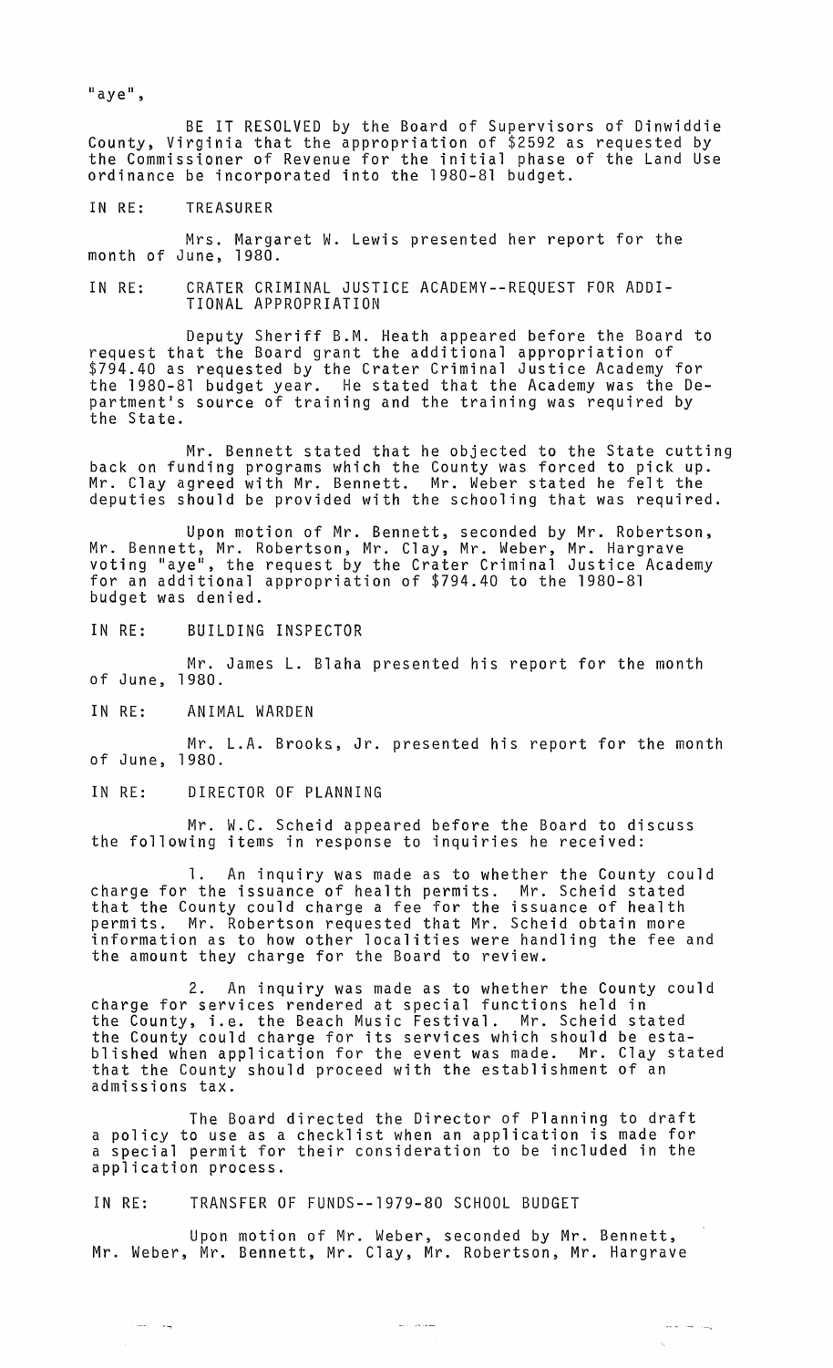"aye",

BE IT RESOLVED by the Board of Supervisors of Dinwiddie County, Virginia that the appropriation of $2592 as requested by the Commissioner of Revenue for the initial phase of the Land Use ordinance be incorporated into the 1980-81 budget.

IN RE: TREASURER

Mrs. Margaret W. Lewis presented her report for the month of June, 1980.

IN RE: CRATER CRIMINAL JUSTICE ACADEMY--REQUEST FOR ADDITIONAL APPROPRIATION

Deputy Sheriff B.M. Heath appeared before the Board to request that the Board grant the additional appropriation of $794.40 as requested by the Crater Criminal Justice Academy for the 1980-81 budget year. He stated that the Academy was the Department's source of training and the training was required by the State.

Mr. Bennett stated that he objected to the State cutting back on funding programs which the County was forced to pick up. Mr. Clay agreed with Mr. Bennett. Mr. Weber stated he felt the deputies should be provided with the schooling that was required.

Upon motion of Mr. Bennett, seconded by Mr. Robertson, Mr. Bennett, Mr. Robertson, Mr. Clay, Mr. Weber, Mr. Hargrave voting "aye", the request by the Crater Criminal Justice Academy for an additional appropriation of $794.40 to the 1980-81 budget was denied.

IN RE: BUILDING INSPECTOR

Mr. James L. Blaha presented his report for the month of June, 1980.

IN RE: ANIMAL WARDEN

Mr. L.A. Brooks, Jr. presented his report for the month of June, 1980.

IN RE: DIRECTOR OF PLANNING

Mr. W.C. Scheid appeared before the Board to discuss the following items in response to inquiries he received:

1. An inquiry was made as to whether the County could charge for the issuance of health permits. Mr. Scheid stated that the County could charge a fee for the issuance of health permits. Mr. Robertson requested that Mr. Scheid obtain more information as to how other localities were handling the fee and the amount they charge for the Board to review.

2. An inquiry was made as to whether the County could charge for services rendered at special functions held in the County, i.e. the Beach Music Festival. Mr. Scheid stated the County could charge for its services which should be established when application for the event was made. Mr. Clay stated that the County should proceed with the establishment of an admissions tax.

The Board directed the Director of Planning to draft a policy to use as a checklist when an application is made for a special permit for their consideration to be included in the application process.

IN RE: TRANSFER OF FUNDS--1979-80 SCHOOL BUDGET

Upon motion of Mr. Weber, seconded by Mr. Bennett, Mr. Weber, Mr. Bennett, Mr. Clay, Mr. Robertson, Mr. Hargrave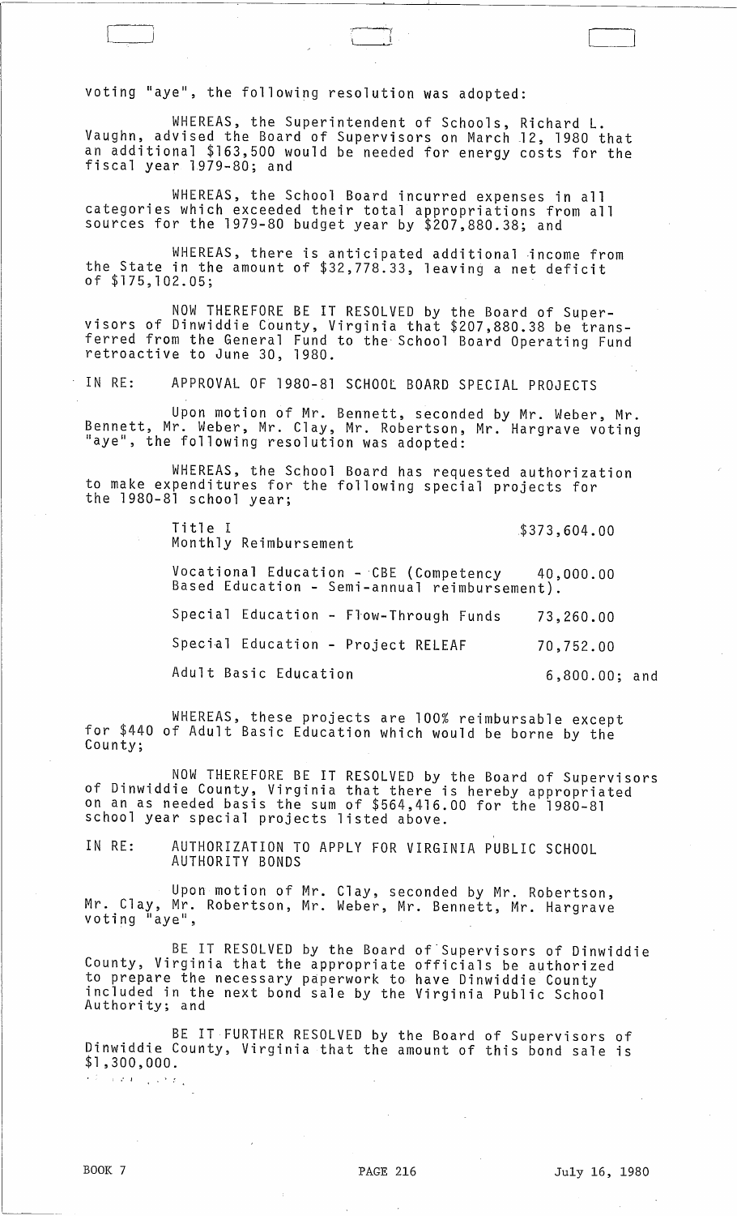voting "aye", the following resolution was adopted:

WHEREAS, the Superintendent of Schools, Richard L. Vaughn, advised the Board of Supervisors on March 12, 1980 that an additional $163,500 would be needed for energy costs for the fiscal year 1979-80; and

WHEREAS, the School Board incurred expenses in all categories which exceeded their total appropriations from all sources for the 1979-80 budget year by $207,880.38; and

WHEREAS, there is anticipated additional income from the State in the amount of $32,778.33, leaving a net deficit of $175,102.05;

NOW THEREFORE BE IT RESOLVED by the Board of Supervisors of Dinwiddie County, Virginia that $207,880.38 be transferred from the General Fund to the School Board Operating Fund retroactive to June 30, 1980.

IN RE: APPROVAL OF 1980-81 SCHOOL BOARD SPECIAL PROJECTS

Upon motion of Mr. Bennett, seconded by Mr. Weber, Mr. Bennett, Mr. Weber, Mr. Clay, Mr. Robertson, Mr. Hargrave voting "aye", the following resolution was adopted:

WHEREAS, the School Board has requested authorization to make expenditures for the following special projects for the 1980-81 school year;

| | |
|---|---|
| Title I Monthly Reimbursement | $373,604.00 |
| Vocational Education - CBE (Competency Based Education - Semi-annual reimbursement). | 40,000.00 |
| Special Education - Flow-Through Funds | 73,260.00 |
| Special Education - Project RELEAF | 70,752.00 |
| Adult Basic Education | 6,800.00; and |

WHEREAS, these projects are 100% reimbursable except for $440 of Adult Basic Education which would be borne by the County;

NOW THEREFORE BE IT RESOLVED by the Board of Supervisors of Dinwiddie County, Virginia that there is hereby appropriated on an as needed basis the sum of $564,416.00 for the 1980-81 school year special projects listed above.

IN RE: AUTHORIZATION TO APPLY FOR VIRGINIA PUBLIC SCHOOL AUTHORITY BONDS

Upon motion of Mr. Clay, seconded by Mr. Robertson, Mr. Clay, Mr. Robertson, Mr. Weber, Mr. Bennett, Mr. Hargrave voting "aye",

BE IT RESOLVED by the Board of Supervisors of Dinwiddie County, Virginia that the appropriate officials be authorized to prepare the necessary paperwork to have Dinwiddie County included in the next bond sale by the Virginia Public School Authority; and

BE IT FURTHER RESOLVED by the Board of Supervisors of Dinwiddie County, Virginia that the amount of this bond sale is $1,300,000.

BOOK 7 PAGE 216 July 16, 1980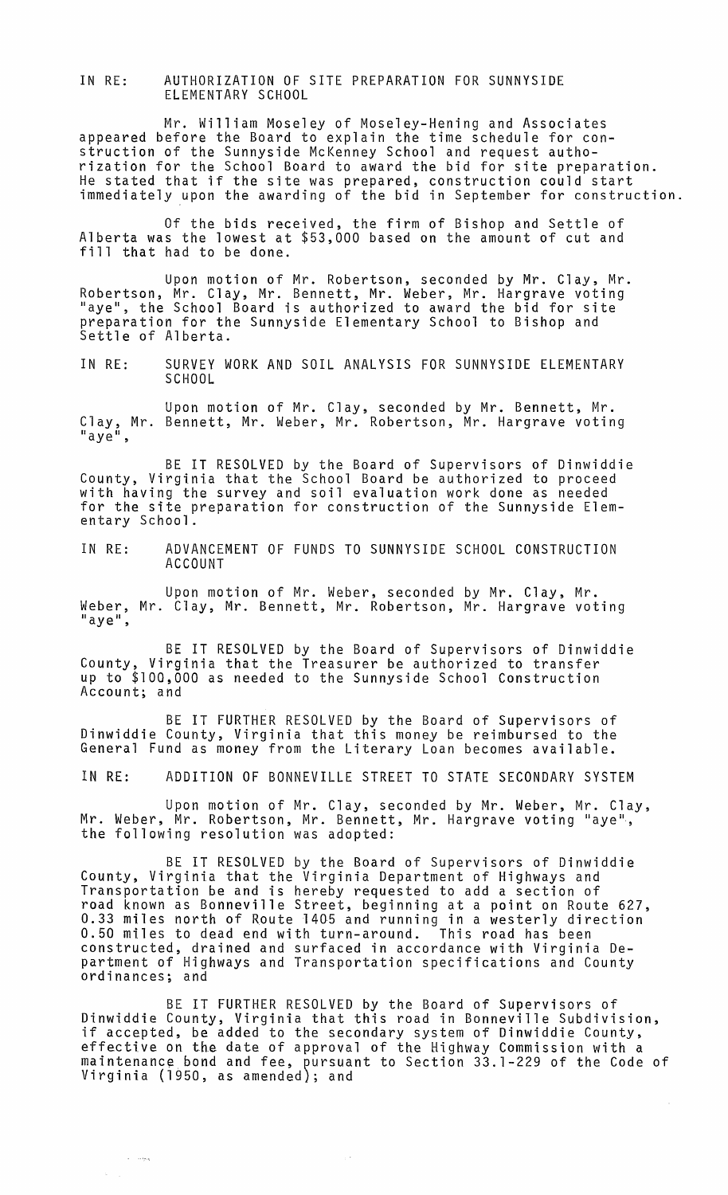IN RE: AUTHORIZATION OF SITE PREPARATION FOR SUNNYSIDE ELEMENTARY SCHOOL

Mr. William Moseley of Moseley-Hening and Associates appeared before the Board to explain the time schedule for construction of the Sunnyside McKenney School and request authorization for the School Board to award the bid for site preparation. He stated that if the site was prepared, construction could start immediately upon the awarding of the bid in September for construction.

Of the bids received, the firm of Bishop and Settle of Alberta was the lowest at $53,000 based on the amount of cut and fill that had to be done.

Upon motion of Mr. Robertson, seconded by Mr. Clay, Mr. Robertson, Mr. Clay, Mr. Bennett, Mr. Weber, Mr. Hargrave voting "aye", the School Board is authorized to award the bid for site preparation for the Sunnyside Elementary School to Bishop and Settle of Alberta.

IN RE: SURVEY WORK AND SOIL ANALYSIS FOR SUNNYSIDE ELEMENTARY SCHOOL

Upon motion of Mr. Clay, seconded by Mr. Bennett, Mr. Clay, Mr. Bennett, Mr. Weber, Mr. Robertson, Mr. Hargrave voting "aye",

BE IT RESOLVED by the Board of Supervisors of Dinwiddie County, Virginia that the School Board be authorized to proceed with having the survey and soil evaluation work done as needed for the site preparation for construction of the Sunnyside Elementary School.

IN RE: ADVANCEMENT OF FUNDS TO SUNNYSIDE SCHOOL CONSTRUCTION ACCOUNT

Upon motion of Mr. Weber, seconded by Mr. Clay, Mr. Weber, Mr. Clay, Mr. Bennett, Mr. Robertson, Mr. Hargrave voting "aye",

BE IT RESOLVED by the Board of Supervisors of Dinwiddie County, Virginia that the Treasurer be authorized to transfer up to $100,000 as needed to the Sunnyside School Construction Account; and

BE IT FURTHER RESOLVED by the Board of Supervisors of Dinwiddie County, Virginia that this money be reimbursed to the General Fund as money from the Literary Loan becomes available.

IN RE: ADDITION OF BONNEVILLE STREET TO STATE SECONDARY SYSTEM

Upon motion of Mr. Clay, seconded by Mr. Weber, Mr. Clay, Mr. Weber, Mr. Robertson, Mr. Bennett, Mr. Hargrave voting "aye", the following resolution was adopted:

BE IT RESOLVED by the Board of Supervisors of Dinwiddie County, Virginia that the Virginia Department of Highways and Transportation be and is hereby requested to add a section of road known as Bonneville Street, beginning at a point on Route 627, 0.33 miles north of Route 1405 and running in a westerly direction 0.50 miles to dead end with turn-around. This road has been constructed, drained and surfaced in accordance with Virginia Department of Highways and Transportation specifications and County ordinances; and

BE IT FURTHER RESOLVED by the Board of Supervisors of Dinwiddie County, Virginia that this road in Bonneville Subdivision, if accepted, be added to the secondary system of Dinwiddie County, effective on the date of approval of the Highway Commission with a maintenance bond and fee, pursuant to Section 33.1-229 of the Code of Virginia (1950, as amended); and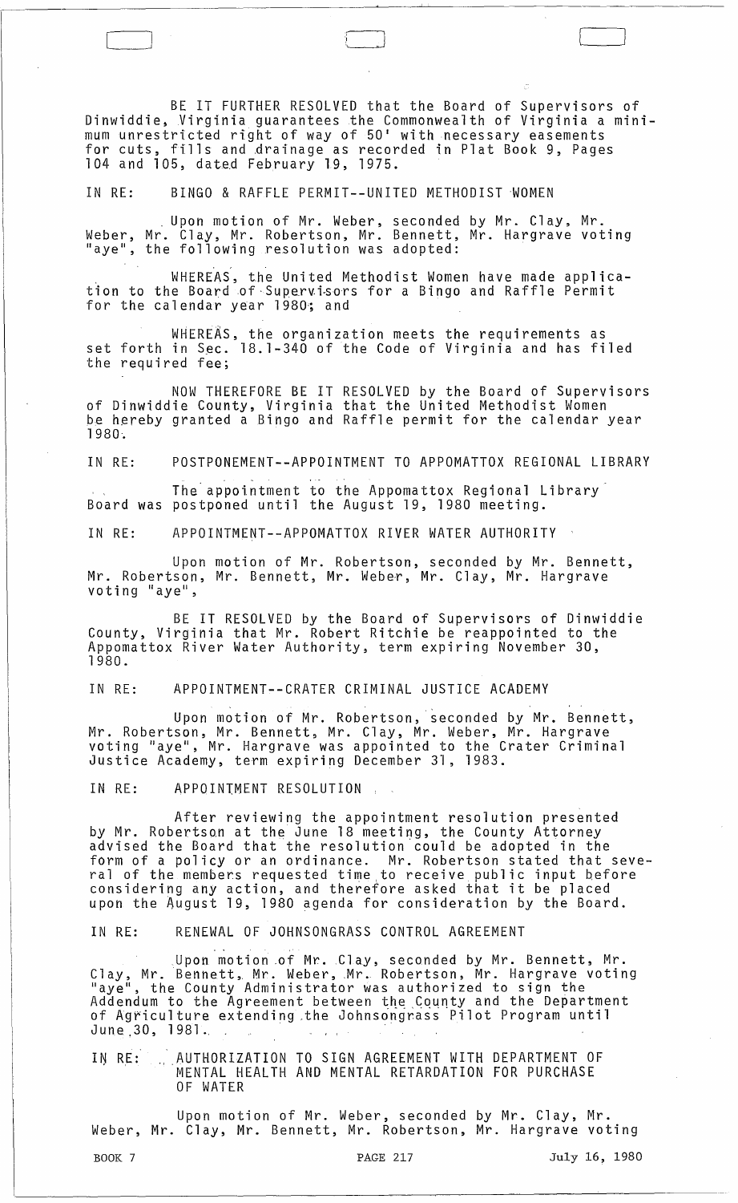BE IT FURTHER RESOLVED that the Board of Supervisors of Dinwiddie, Virginia guarantees the Commonwealth of Virginia a minimum unrestricted right of way of 50' with necessary easements for cuts, fills and drainage as recorded in Plat Book 9, Pages 104 and 105, dated February 19, 1975.

IN RE: BINGO & RAFFLE PERMIT--UNITED METHODIST WOMEN

Upon motion of Mr. Weber, seconded by Mr. Clay, Mr. Weber, Mr. Clay, Mr. Robertson, Mr. Bennett, Mr. Hargrave voting "aye", the following resolution was adopted:

WHEREAS, the United Methodist Women have made application to the Board of Supervisors for a Bingo and Raffle Permit for the calendar year 1980; and

WHEREAS, the organization meets the requirements as set forth in Sec. 18.1-340 of the Code of Virginia and has filed the required fee;

NOW THEREFORE BE IT RESOLVED by the Board of Supervisors of Dinwiddie County, Virginia that the United Methodist Women be hereby granted a Bingo and Raffle permit for the calendar year 1980.

IN RE: POSTPONEMENT--APPOINTMENT TO APPOMATTOX REGIONAL LIBRARY

The appointment to the Appomattox Regional Library Board was postponed until the August 19, 1980 meeting.

IN RE: APPOINTMENT--APPOMATTOX RIVER WATER AUTHORITY

Upon motion of Mr. Robertson, seconded by Mr. Bennett, Mr. Robertson, Mr. Bennett, Mr. Weber, Mr. Clay, Mr. Hargrave voting "aye",

BE IT RESOLVED by the Board of Supervisors of Dinwiddie County, Virginia that Mr. Robert Ritchie be reappointed to the Appomattox River Water Authority, term expiring November 30, 1980.

IN RE: APPOINTMENT--CRATER CRIMINAL JUSTICE ACADEMY

Upon motion of Mr. Robertson, seconded by Mr. Bennett, Mr. Robertson, Mr. Bennett, Mr. Clay, Mr. Weber, Mr. Hargrave voting "aye", Mr. Hargrave was appointed to the Crater Criminal Justice Academy, term expiring December 31, 1983.

IN RE: APPOINTMENT RESOLUTION

After reviewing the appointment resolution presented by Mr. Robertson at the June 18 meeting, the County Attorney advised the Board that the resolution could be adopted in the form of a policy or an ordinance. Mr. Robertson stated that several of the members requested time to receive public input before considering any action, and therefore asked that it be placed upon the August 19, 1980 agenda for consideration by the Board.

IN RE: RENEWAL OF JOHNSONGRASS CONTROL AGREEMENT

Upon motion of Mr. Clay, seconded by Mr. Bennett, Mr. Clay, Mr. Bennett, Mr. Weber, Mr. Robertson, Mr. Hargrave voting "aye", the County Administrator was authorized to sign the Addendum to the Agreement between the County and the Department of Agriculture extending the Johnsongrass Pilot Program until June 30, 1981.

IN RE: AUTHORIZATION TO SIGN AGREEMENT WITH DEPARTMENT OF MENTAL HEALTH AND MENTAL RETARDATION FOR PURCHASE OF WATER

Upon motion of Mr. Weber, seconded by Mr. Clay, Mr. Weber, Mr. Clay, Mr. Bennett, Mr. Robertson, Mr. Hargrave voting

BOOK 7 PAGE 217 July 16, 1980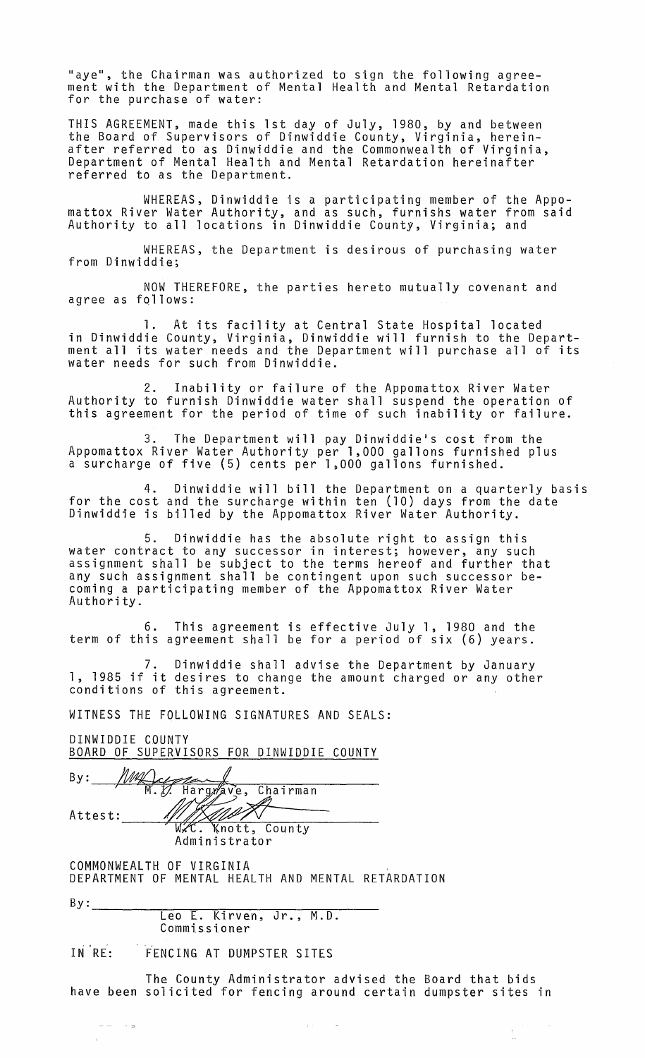"aye", the Chairman was authorized to sign the following agreement with the Department of Mental Health and Mental Retardation for the purchase of water:

THIS AGREEMENT, made this 1st day of July, 1980, by and between the Board of Supervisors of Dinwiddie County, Virginia, hereinafter referred to as Dinwiddie and the Commonwealth of Virginia, Department of Mental Health and Mental Retardation hereinafter referred to as the Department.

WHEREAS, Dinwiddie is a participating member of the Appomattox River Water Authority, and as such, furnishs water from said Authority to all locations in Dinwiddie County, Virginia; and

WHEREAS, the Department is desirous of purchasing water from Dinwiddie;

NOW THEREFORE, the parties hereto mutually covenant and agree as follows:

1. At its facility at Central State Hospital located in Dinwiddie County, Virginia, Dinwiddie will furnish to the Department all its water needs and the Department will purchase all of its water needs for such from Dinwiddie.

2. Inability or failure of the Appomattox River Water Authority to furnish Dinwiddie water shall suspend the operation of this agreement for the period of time of such inability or failure.

3. The Department will pay Dinwiddie's cost from the Appomattox River Water Authority per 1,000 gallons furnished plus a surcharge of five (5) cents per 1,000 gallons furnished.

4. Dinwiddie will bill the Department on a quarterly basis for the cost and the surcharge within ten (10) days from the date Dinwiddie is billed by the Appomattox River Water Authority.

5. Dinwiddie has the absolute right to assign this water contract to any successor in interest; however, any such assignment shall be subject to the terms hereof and further that any such assignment shall be contingent upon such successor becoming a participating member of the Appomattox River Water Authority.

6. This agreement is effective July 1, 1980 and the term of this agreement shall be for a period of six (6) years.

7. Dinwiddie shall advise the Department by January 1, 1985 if it desires to change the amount charged or any other conditions of this agreement.

WITNESS THE FOLLOWING SIGNATURES AND SEALS:

DINWIDDIE COUNTY
BOARD OF SUPERVISORS FOR DINWIDDIE COUNTY

By: ______________________
M. I. Hargrave, Chairman

Attest: ______________________
W. C. Knott, County Administrator

COMMONWEALTH OF VIRGINIA
DEPARTMENT OF MENTAL HEALTH AND MENTAL RETARDATION

By: ______________________
Leo E. Kirven, Jr., M.D.
Commissioner

IN RE: FENCING AT DUMPSTER SITES

The County Administrator advised the Board that bids have been solicited for fencing around certain dumpster sites in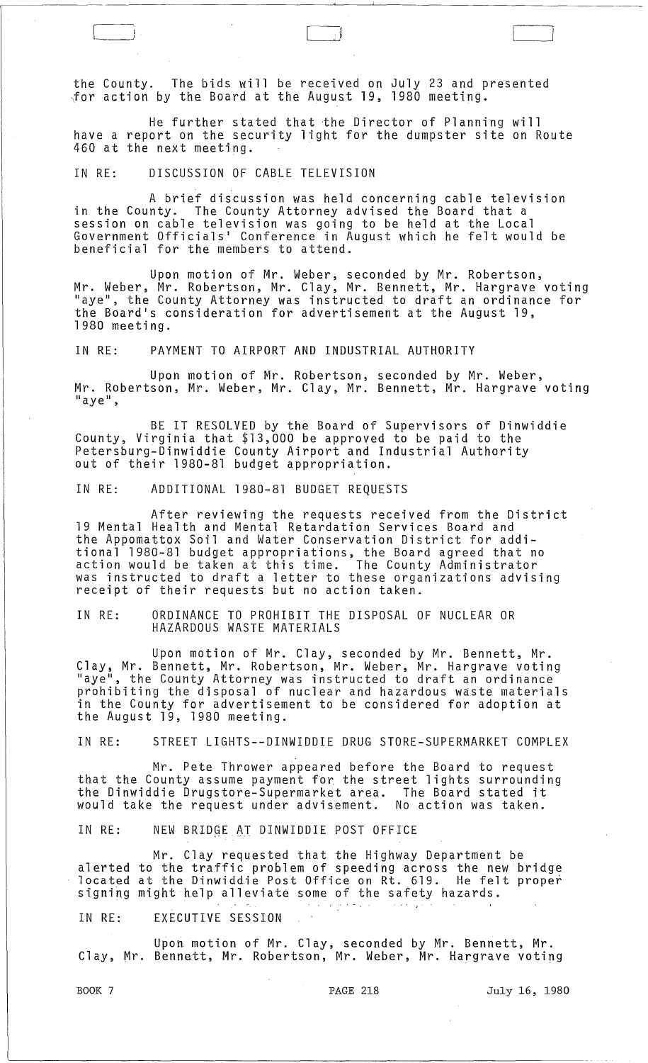the County. The bids will be received on July 23 and presented for action by the Board at the August 19, 1980 meeting.

He further stated that the Director of Planning will have a report on the security light for the dumpster site on Route 460 at the next meeting.

IN RE: DISCUSSION OF CABLE TELEVISION

A brief discussion was held concerning cable television in the County. The County Attorney advised the Board that a session on cable television was going to be held at the Local Government Officials' Conference in August which he felt would be beneficial for the members to attend.

Upon motion of Mr. Weber, seconded by Mr. Robertson, Mr. Weber, Mr. Robertson, Mr. Clay, Mr. Bennett, Mr. Hargrave voting "aye", the County Attorney was instructed to draft an ordinance for the Board's consideration for advertisement at the August 19, 1980 meeting.

IN RE: PAYMENT TO AIRPORT AND INDUSTRIAL AUTHORITY

Upon motion of Mr. Robertson, seconded by Mr. Weber, Mr. Robertson, Mr. Weber, Mr. Clay, Mr. Bennett, Mr. Hargrave voting "aye",

BE IT RESOLVED by the Board of Supervisors of Dinwiddie County, Virginia that $13,000 be approved to be paid to the Petersburg-Dinwiddie County Airport and Industrial Authority out of their 1980-81 budget appropriation.

IN RE: ADDITIONAL 1980-81 BUDGET REQUESTS

After reviewing the requests received from the District 19 Mental Health and Mental Retardation Services Board and the Appomattox Soil and Water Conservation District for additional 1980-81 budget appropriations, the Board agreed that no action would be taken at this time. The County Administrator was instructed to draft a letter to these organizations advising receipt of their requests but no action taken.

IN RE: ORDINANCE TO PROHIBIT THE DISPOSAL OF NUCLEAR OR HAZARDOUS WASTE MATERIALS

Upon motion of Mr. Clay, seconded by Mr. Bennett, Mr. Clay, Mr. Bennett, Mr. Robertson, Mr. Weber, Mr. Hargrave voting "aye", the County Attorney was instructed to draft an ordinance prohibiting the disposal of nuclear and hazardous waste materials in the County for advertisement to be considered for adoption at the August 19, 1980 meeting.

IN RE: STREET LIGHTS--DINWIDDIE DRUG STORE-SUPERMARKET COMPLEX

Mr. Pete Thrower appeared before the Board to request that the County assume payment for the street lights surrounding the Dinwiddie Drugstore-Supermarket area. The Board stated it would take the request under advisement. No action was taken.

IN RE: NEW BRIDGE AT DINWIDDIE POST OFFICE

Mr. Clay requested that the Highway Department be alerted to the traffic problem of speeding across the new bridge located at the Dinwiddie Post Office on Rt. 619. He felt proper signing might help alleviate some of the safety hazards.

IN RE: EXECUTIVE SESSION

Upon motion of Mr. Clay, seconded by Mr. Bennett, Mr. Clay, Mr. Bennett, Mr. Robertson, Mr. Weber, Mr. Hargrave voting

BOOK 7 PAGE 218 July 16, 1980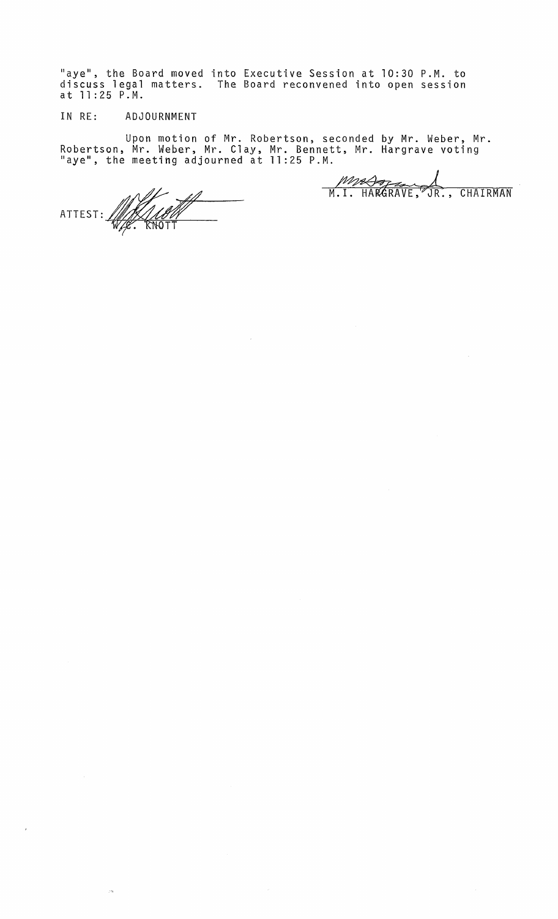"aye", the Board moved into Executive Session at 10:30 P.M. to discuss legal matters. The Board reconvened into open session at 11:25 P.M.

IN RE: ADJOURNMENT

Upon motion of Mr. Robertson, seconded by Mr. Weber, Mr. Robertson, Mr. Weber, Mr. Clay, Mr. Bennett, Mr. Hargrave voting "aye", the meeting adjourned at 11:25 P.M.

M.I. HARGRAVE, JR., CHAIRMAN

ATTEST: W.C. KNOTT